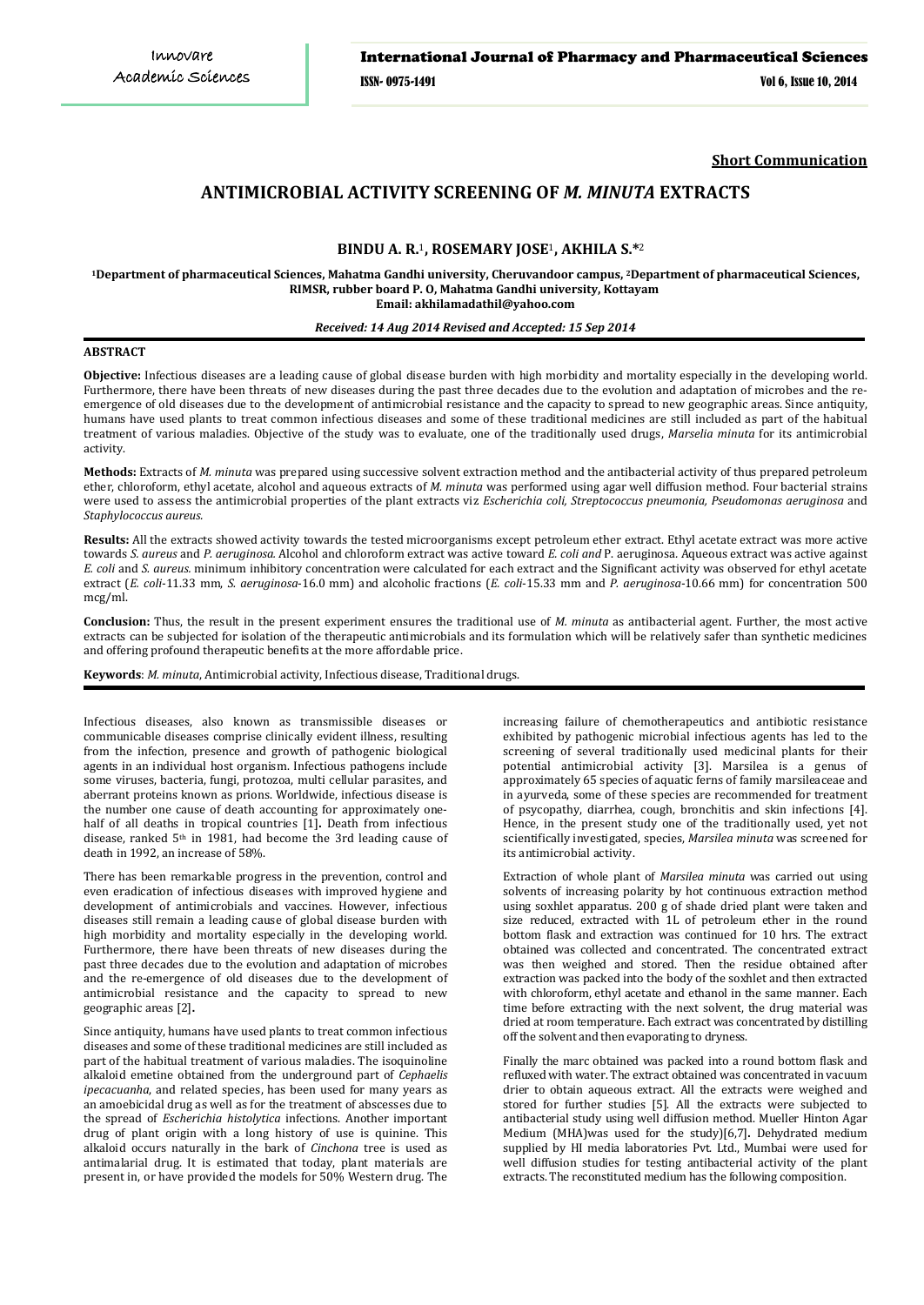**Short Communication**

# ANTIMICROBIAL ACTIVITY SCREENING OF *M. MINUTA* EXTRACTS

**BINDU A. R.**[1]**, ROSEMARY JOSE**[1]**, AKHILA S.***[2]

[1]Department of pharmaceutical Sciences, Mahatma Gandhi university, Cheruvandoor campus, [2]Department of pharmaceutical Sciences, RIMSR, rubber board P. O, Mahatma Gandhi university, Kottayam
Email: akhilamadathil@yahoo.com

*Received: 14 Aug 2014 Revised and Accepted: 15 Sep 2014*

## ABSTRACT

**Objective:** Infectious diseases are a leading cause of global disease burden with high morbidity and mortality especially in the developing world. Furthermore, there have been threats of new diseases during the past three decades due to the evolution and adaptation of microbes and the re-emergence of old diseases due to the development of antimicrobial resistance and the capacity to spread to new geographic areas. Since antiquity, humans have used plants to treat common infectious diseases and some of these traditional medicines are still included as part of the habitual treatment of various maladies. Objective of the study was to evaluate, one of the traditionally used drugs, *Marselia minuta* for its antimicrobial activity.

**Methods:** Extracts of *M. minuta* was prepared using successive solvent extraction method and the antibacterial activity of thus prepared petroleum ether, chloroform, ethyl acetate, alcohol and aqueous extracts of *M. minuta* was performed using agar well diffusion method. Four bacterial strains were used to assess the antimicrobial properties of the plant extracts viz *Escherichia coli, Streptococcus pneumonia, Pseudomonas aeruginosa* and *Staphylococcus aureus.*

**Results:** All the extracts showed activity towards the tested microorganisms except petroleum ether extract. Ethyl acetate extract was more active towards *S. aureus* and *P. aeruginosa.* Alcohol and chloroform extract was active toward *E. coli and* P. aeruginosa. Aqueous extract was active against *E. coli* and *S. aureus.* minimum inhibitory concentration were calculated for each extract and the Significant activity was observed for ethyl acetate extract (*E. coli*-11.33 mm, *S. aeruginosa*-16.0 mm) and alcoholic fractions (*E. coli*-15.33 mm and *P. aeruginosa*-10.66 mm) for concentration 500 mcg/ml.

**Conclusion:** Thus, the result in the present experiment ensures the traditional use of *M. minuta* as antibacterial agent. Further, the most active extracts can be subjected for isolation of the therapeutic antimicrobials and its formulation which will be relatively safer than synthetic medicines and offering profound therapeutic benefits at the more affordable price.

**Keywords**: *M. minuta*, Antimicrobial activity, Infectious disease, Traditional drugs.

Infectious diseases, also known as transmissible diseases or communicable diseases comprise clinically evident illness, resulting from the infection, presence and growth of pathogenic biological agents in an individual host organism. Infectious pathogens include some viruses, bacteria, fungi, protozoa, multi cellular parasites, and aberrant proteins known as prions. Worldwide, infectious disease is the number one cause of death accounting for approximately one-half of all deaths in tropical countries [1]. Death from infectious disease, ranked 5th in 1981, had become the 3rd leading cause of death in 1992, an increase of 58%.

There has been remarkable progress in the prevention, control and even eradication of infectious diseases with improved hygiene and development of antimicrobials and vaccines. However, infectious diseases still remain a leading cause of global disease burden with high morbidity and mortality especially in the developing world. Furthermore, there have been threats of new diseases during the past three decades due to the evolution and adaptation of microbes and the re-emergence of old diseases due to the development of antimicrobial resistance and the capacity to spread to new geographic areas [2].

Since antiquity, humans have used plants to treat common infectious diseases and some of these traditional medicines are still included as part of the habitual treatment of various maladies. The isoquinoline alkaloid emetine obtained from the underground part of *Cephaelis ipecacuanha*, and related species, has been used for many years as an amoebicidal drug as well as for the treatment of abscesses due to the spread of *Escherichia histolytica* infections. Another important drug of plant origin with a long history of use is quinine. This alkaloid occurs naturally in the bark of *Cinchona* tree is used as antimalarial drug. It is estimated that today, plant materials are present in, or have provided the models for 50% Western drug. The increasing failure of chemotherapeutics and antibiotic resistance exhibited by pathogenic microbial infectious agents has led to the screening of several traditionally used medicinal plants for their potential antimicrobial activity [3]. Marsilea is a genus of approximately 65 species of aquatic ferns of family marsileaceae and in ayurveda, some of these species are recommended for treatment of psycopathy, diarrhea, cough, bronchitis and skin infections [4]. Hence, in the present study one of the traditionally used, yet not scientifically investigated, species, *Marsilea minuta* was screened for its antimicrobial activity.

Extraction of whole plant of *Marsilea minuta* was carried out using solvents of increasing polarity by hot continuous extraction method using soxhlet apparatus. 200 g of shade dried plant were taken and size reduced, extracted with 1L of petroleum ether in the round bottom flask and extraction was continued for 10 hrs. The extract obtained was collected and concentrated. The concentrated extract was then weighed and stored. Then the residue obtained after extraction was packed into the body of the soxhlet and then extracted with chloroform, ethyl acetate and ethanol in the same manner. Each time before extracting with the next solvent, the drug material was dried at room temperature. Each extract was concentrated by distilling off the solvent and then evaporating to dryness.

Finally the marc obtained was packed into a round bottom flask and refluxed with water. The extract obtained was concentrated in vacuum drier to obtain aqueous extract. All the extracts were weighed and stored for further studies [5]. All the extracts were subjected to antibacterial study using well diffusion method. Mueller Hinton Agar Medium (MHA)was used for the study)[6,7]. Dehydrated medium supplied by HI media laboratories Pvt. Ltd., Mumbai were used for well diffusion studies for testing antibacterial activity of the plant extracts. The reconstituted medium has the following composition.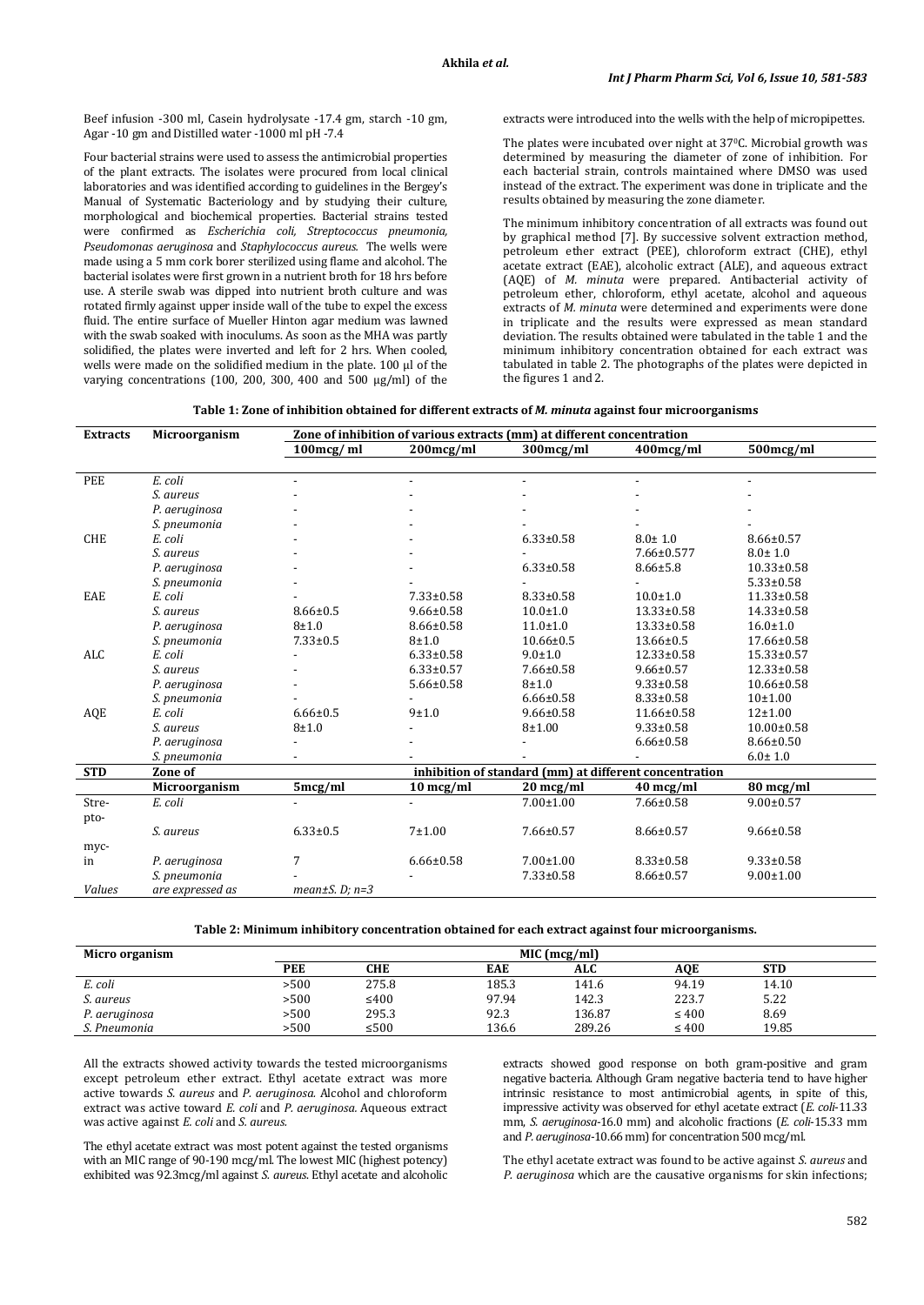Beef infusion -300 ml, Casein hydrolysate -17.4 gm, starch -10 gm, Agar -10 gm and Distilled water -1000 ml pH -7.4

Four bacterial strains were used to assess the antimicrobial properties of the plant extracts. The isolates were procured from local clinical laboratories and was identified according to guidelines in the Bergey's Manual of Systematic Bacteriology and by studying their culture, morphological and biochemical properties. Bacterial strains tested were confirmed as *Escherichia coli, Streptococcus pneumonia, Pseudomonas aeruginosa* and *Staphylococcus aureus*. The wells were made using a 5 mm cork borer sterilized using flame and alcohol. The bacterial isolates were first grown in a nutrient broth for 18 hrs before use. A sterile swab was dipped into nutrient broth culture and was rotated firmly against upper inside wall of the tube to expel the excess fluid. The entire surface of Mueller Hinton agar medium was lawned with the swab soaked with inoculums. As soon as the MHA was partly solidified, the plates were inverted and left for 2 hrs. When cooled, wells were made on the solidified medium in the plate. 100 µl of the varying concentrations (100, 200, 300, 400 and 500 µg/ml) of the extracts were introduced into the wells with the help of micropipettes.

The plates were incubated over night at 37$^0$C. Microbial growth was determined by measuring the diameter of zone of inhibition. For each bacterial strain, controls maintained where DMSO was used instead of the extract. The experiment was done in triplicate and the results obtained by measuring the zone diameter.

The minimum inhibitory concentration of all extracts was found out by graphical method [7]. By successive solvent extraction method, petroleum ether extract (PEE), chloroform extract (CHE), ethyl acetate extract (EAE), alcoholic extract (ALE), and aqueous extract (AQE) of *M. minuta* were prepared. Antibacterial activity of petroleum ether, chloroform, ethyl acetate, alcohol and aqueous extracts of *M. minuta* were determined and experiments were done in triplicate and the results were expressed as mean standard deviation. The results obtained were tabulated in the table 1 and the minimum inhibitory concentration obtained for each extract was tabulated in table 2. The photographs of the plates were depicted in the figures 1 and 2.

**Table 1: Zone of inhibition obtained for different extracts of *M. minuta* against four microorganisms**

| Extracts | Microorganism | Zone of inhibition of various extracts (mm) at different concentration | | | | |
|---|---|---|---|---|---|---|
| | | 100mcg/ ml | 200mcg/ml | 300mcg/ml | 400mcg/ml | 500mcg/ml |
| PEE | *E. coli* | - | - | - | - | - |
| | *S. aureus* | - | - | - | - | - |
| | *P. aeruginosa* | - | - | - | - | - |
| | *S. pneumonia* | - | - | - | - | - |
| CHE | *E. coli* | - | - | 6.33±0.58 | 8.0± 1.0 | 8.66±0.57 |
| | *S. aureus* | - | - | - | 7.66±0.577 | 8.0± 1.0 |
| | *P. aeruginosa* | - | - | 6.33±0.58 | 8.66±5.8 | 10.33±0.58 |
| | *S. pneumonia* | - | - | - | - | 5.33±0.58 |
| EAE | *E. coli* | - | 7.33±0.58 | 8.33±0.58 | 10.0±1.0 | 11.33±0.58 |
| | *S. aureus* | 8.66±0.5 | 9.66±0.58 | 10.0±1.0 | 13.33±0.58 | 14.33±0.58 |
| | *P. aeruginosa* | 8±1.0 | 8.66±0.58 | 11.0±1.0 | 13.33±0.58 | 16.0±1.0 |
| | *S. pneumonia* | 7.33±0.5 | 8±1.0 | 10.66±0.5 | 13.66±0.5 | 17.66±0.58 |
| ALC | *E. coli* | - | 6.33±0.58 | 9.0±1.0 | 12.33±0.58 | 15.33±0.57 |
| | *S. aureus* | - | 6.33±0.57 | 7.66±0.58 | 9.66±0.57 | 12.33±0.58 |
| | *P. aeruginosa* | - | 5.66±0.58 | 8±1.0 | 9.33±0.58 | 10.66±0.58 |
| | *S. pneumonia* | - | - | 6.66±0.58 | 8.33±0.58 | 10±1.00 |
| AQE | *E. coli* | 6.66±0.5 | 9±1.0 | 9.66±0.58 | 11.66±0.58 | 12±1.00 |
| | *S. aureus* | 8±1.0 | - | 8±1.00 | 9.33±0.58 | 10.00±0.58 |
| | *P. aeruginosa* | - | - | - | 6.66±0.58 | 8.66±0.50 |
| | *S. pneumonia* | - | - | - | - | 6.0± 1.0 |
| **STD** | **Zone of Microorganism** | **inhibition of standard (mm) at different concentration** | | | | |
| | | **5mcg/ml** | **10 mcg/ml** | **20 mcg/ml** | **40 mcg/ml** | **80 mcg/ml** |
| Strepto-mycin | *E. coli* | - | - | 7.00±1.00 | 7.66±0.58 | 9.00±0.57 |
| | *S. aureus* | 6.33±0.5 | 7±1.00 | 7.66±0.57 | 8.66±0.57 | 9.66±0.58 |
| | *P. aeruginosa* | 7 | 6.66±0.58 | 7.00±1.00 | 8.33±0.58 | 9.33±0.58 |
| | *S. pneumonia* | - | - | 7.33±0.58 | 8.66±0.57 | 9.00±1.00 |

*Values are expressed as mean±S. D; n=3*

**Table 2: Minimum inhibitory concentration obtained for each extract against four microorganisms.**

| Micro organism | MIC (mcg/ml) | | | | | |
|---|---|---|---|---|---|---|
| | PEE | CHE | EAE | ALC | AQE | STD |
| *E. coli* | >500 | 275.8 | 185.3 | 141.6 | 94.19 | 14.10 |
| *S. aureus* | >500 | ≤400 | 97.94 | 142.3 | 223.7 | 5.22 |
| *P. aeruginosa* | >500 | 295.3 | 92.3 | 136.87 | ≤ 400 | 8.69 |
| *S. Pneumonia* | >500 | ≤500 | 136.6 | 289.26 | ≤ 400 | 19.85 |

All the extracts showed activity towards the tested microorganisms except petroleum ether extract. Ethyl acetate extract was more active towards *S. aureus* and *P. aeruginosa*. Alcohol and chloroform extract was active toward *E. coli* and *P. aeruginosa*. Aqueous extract was active against *E. coli* and *S. aureus.*

The ethyl acetate extract was most potent against the tested organisms with an MIC range of 90-190 mcg/ml. The lowest MIC (highest potency) exhibited was 92.3mcg/ml against *S. aureus*. Ethyl acetate and alcoholic extracts showed good response on both gram-positive and gram negative bacteria. Although Gram negative bacteria tend to have higher intrinsic resistance to most antimicrobial agents, in spite of this, impressive activity was observed for ethyl acetate extract (*E. coli*-11.33 mm, *S. aeruginosa*-16.0 mm) and alcoholic fractions (*E. coli*-15.33 mm and *P. aeruginosa*-10.66 mm) for concentration 500 mcg/ml.

The ethyl acetate extract was found to be active against *S. aureus* and *P. aeruginosa* which are the causative organisms for skin infections;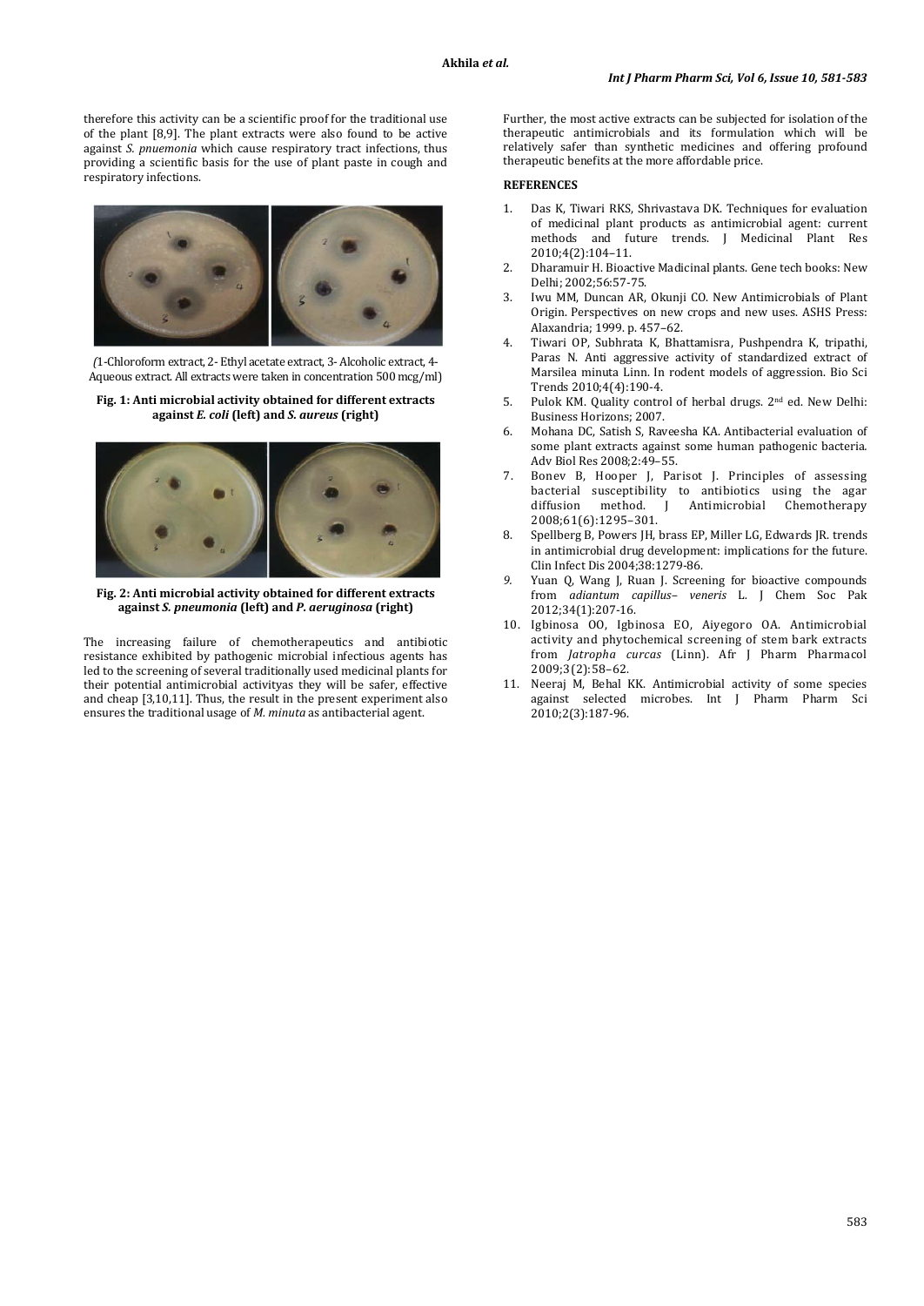therefore this activity can be a scientific proof for the traditional use of the plant [8,9]. The plant extracts were also found to be active against *S. pnuemonia* which cause respiratory tract infections, thus providing a scientific basis for the use of plant paste in cough and respiratory infections.

*(*1-Chloroform extract, 2- Ethyl acetate extract, 3- Alcoholic extract, 4- Aqueous extract. All extracts were taken in concentration 500 mcg/ml)

**Fig. 1: Anti microbial activity obtained for different extracts against *E. coli* (left) and *S. aureus* (right)**

**Fig. 2: Anti microbial activity obtained for different extracts against *S. pneumonia* (left) and *P. aeruginosa* (right)**

The increasing failure of chemotherapeutics and antibiotic resistance exhibited by pathogenic microbial infectious agents has led to the screening of several traditionally used medicinal plants for their potential antimicrobial activityas they will be safer, effective and cheap [3,10,11]. Thus, the result in the present experiment also ensures the traditional usage of *M. minuta* as antibacterial agent.

Further, the most active extracts can be subjected for isolation of the therapeutic antimicrobials and its formulation which will be relatively safer than synthetic medicines and offering profound therapeutic benefits at the more affordable price.

## REFERENCES

1. Das K, Tiwari RKS, Shrivastava DK. Techniques for evaluation of medicinal plant products as antimicrobial agent: current methods and future trends. J Medicinal Plant Res 2010;4(2):104–11.
2. Dharamuir H. Bioactive Madicinal plants. Gene tech books: New Delhi; 2002;56:57-75.
3. Iwu MM, Duncan AR, Okunji CO. New Antimicrobials of Plant Origin. Perspectives on new crops and new uses. ASHS Press: Alaxandria; 1999. p. 457–62.
4. Tiwari OP, Subhrata K, Bhattamisra, Pushpendra K, tripathi, Paras N. Anti aggressive activity of standardized extract of Marsilea minuta Linn. In rodent models of aggression. Bio Sci Trends 2010;4(4):190-4.
5. Pulok KM. Quality control of herbal drugs. 2nd ed. New Delhi: Business Horizons; 2007.
6. Mohana DC, Satish S, Raveesha KA. Antibacterial evaluation of some plant extracts against some human pathogenic bacteria. Adv Biol Res 2008;2:49–55.
7. Bonev B, Hooper J, Parisot J. Principles of assessing bacterial susceptibility to antibiotics using the agar diffusion method. J Antimicrobial Chemotherapy 2008;61(6):1295–301.
8. Spellberg B, Powers JH, brass EP, Miller LG, Edwards JR. trends in antimicrobial drug development: implications for the future. Clin Infect Dis 2004;38:1279-86.
9. Yuan Q, Wang J, Ruan J. Screening for bioactive compounds from *adiantum capillus– veneris* L. J Chem Soc Pak 2012;34(1):207-16.
10. Igbinosa OO, Igbinosa EO, Aiyegoro OA. Antimicrobial activity and phytochemical screening of stem bark extracts from *Jatropha curcas* (Linn). Afr J Pharm Pharmacol 2009;3(2):58–62.
11. Neeraj M, Behal KK. Antimicrobial activity of some species against selected microbes. Int J Pharm Pharm Sci 2010;2(3):187-96.